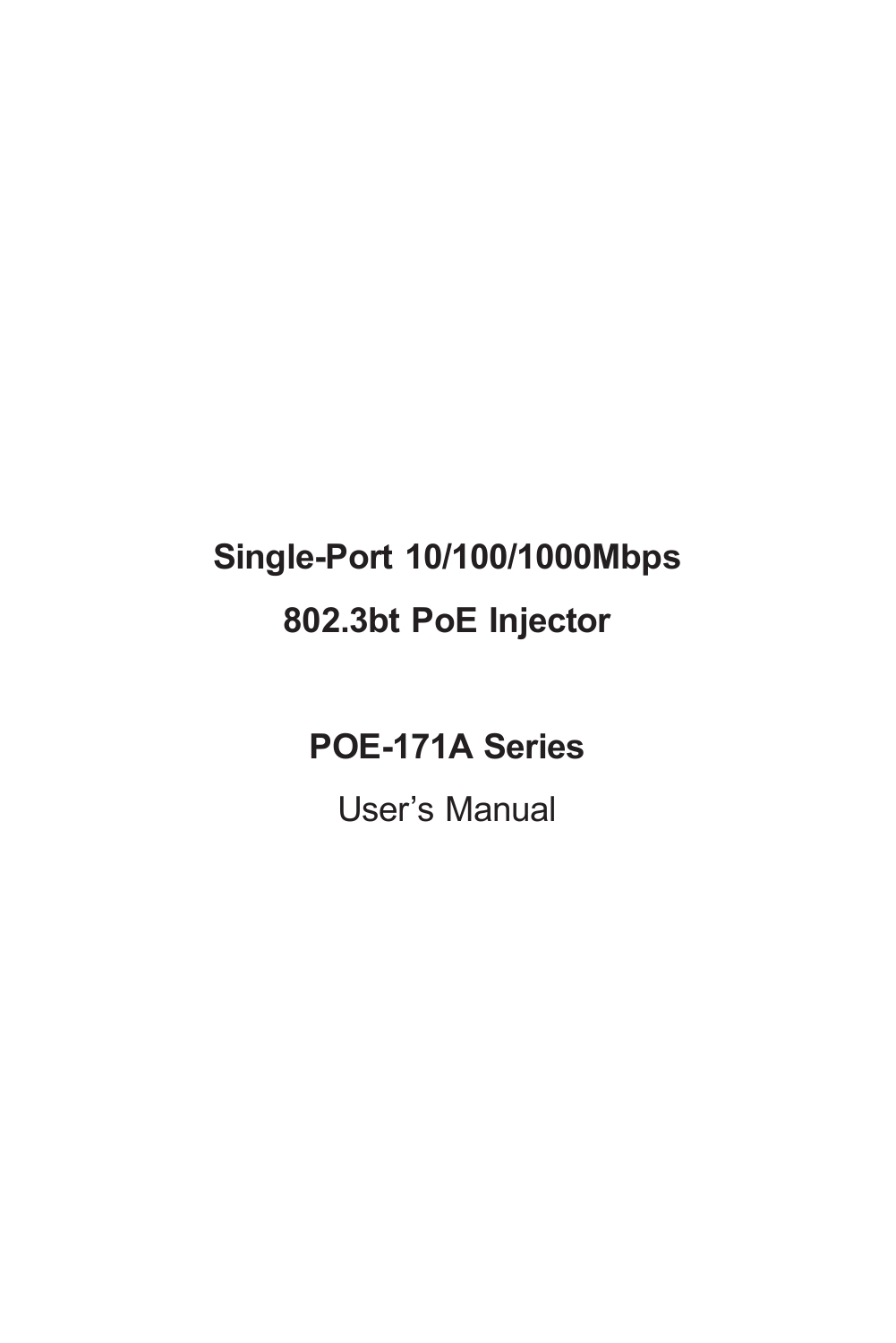# Single-Port 10/100/1000Mbps

# 802.3bt PoE Injector

## POE-171A Series

User's Manual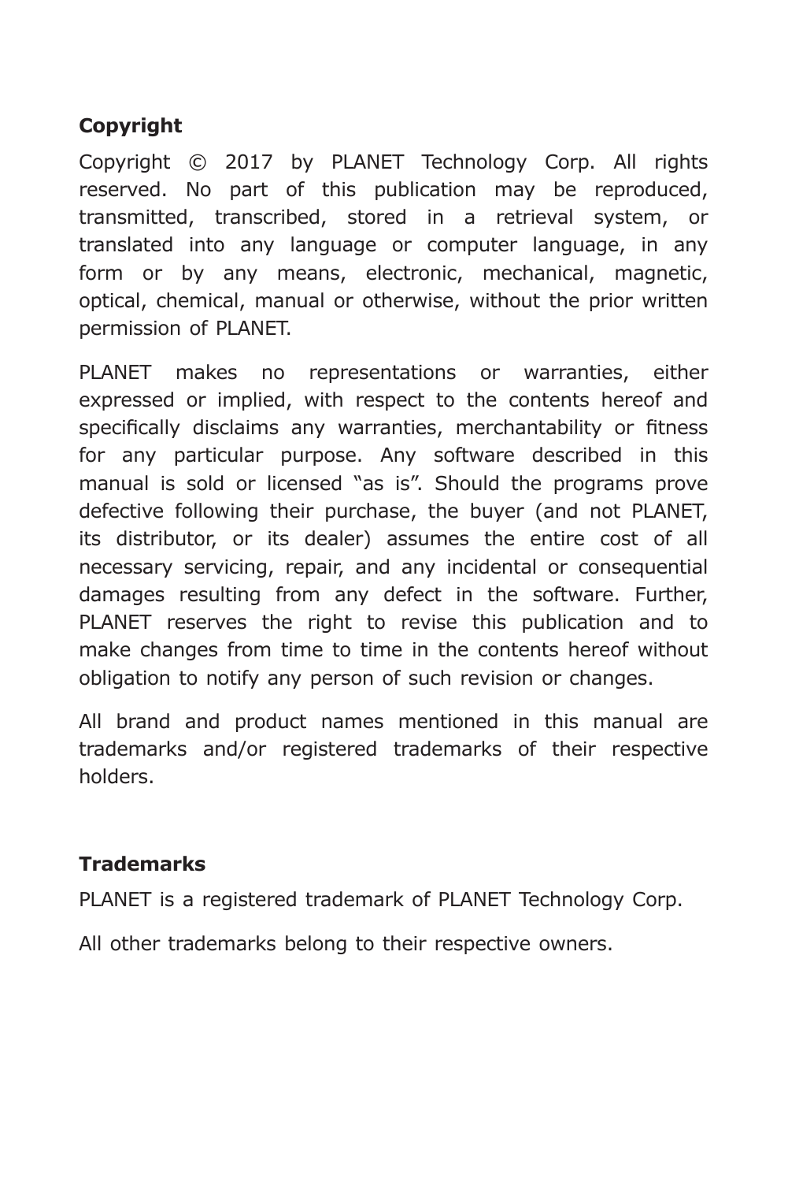## Copyright

Copyright © 2017 by PLANET Technology Corp. All rights reserved. No part of this publication may be reproduced, transmitted, transcribed, stored in a retrieval system, or translated into any language or computer language, in any form or by any means, electronic, mechanical, magnetic, optical, chemical, manual or otherwise, without the prior written permission of PLANET.

PLANET makes no representations or warranties, either expressed or implied, with respect to the contents hereof and specifically disclaims any warranties, merchantability or fitness for any particular purpose. Any software described in this manual is sold or licensed "as is". Should the programs prove defective following their purchase, the buyer (and not PLANET, its distributor, or its dealer) assumes the entire cost of all necessary servicing, repair, and any incidental or consequential damages resulting from any defect in the software. Further, PLANET reserves the right to revise this publication and to make changes from time to time in the contents hereof without obligation to notify any person of such revision or changes.

All brand and product names mentioned in this manual are trademarks and/or registered trademarks of their respective holders.

## Trademarks

PLANET is a registered trademark of PLANET Technology Corp.

All other trademarks belong to their respective owners.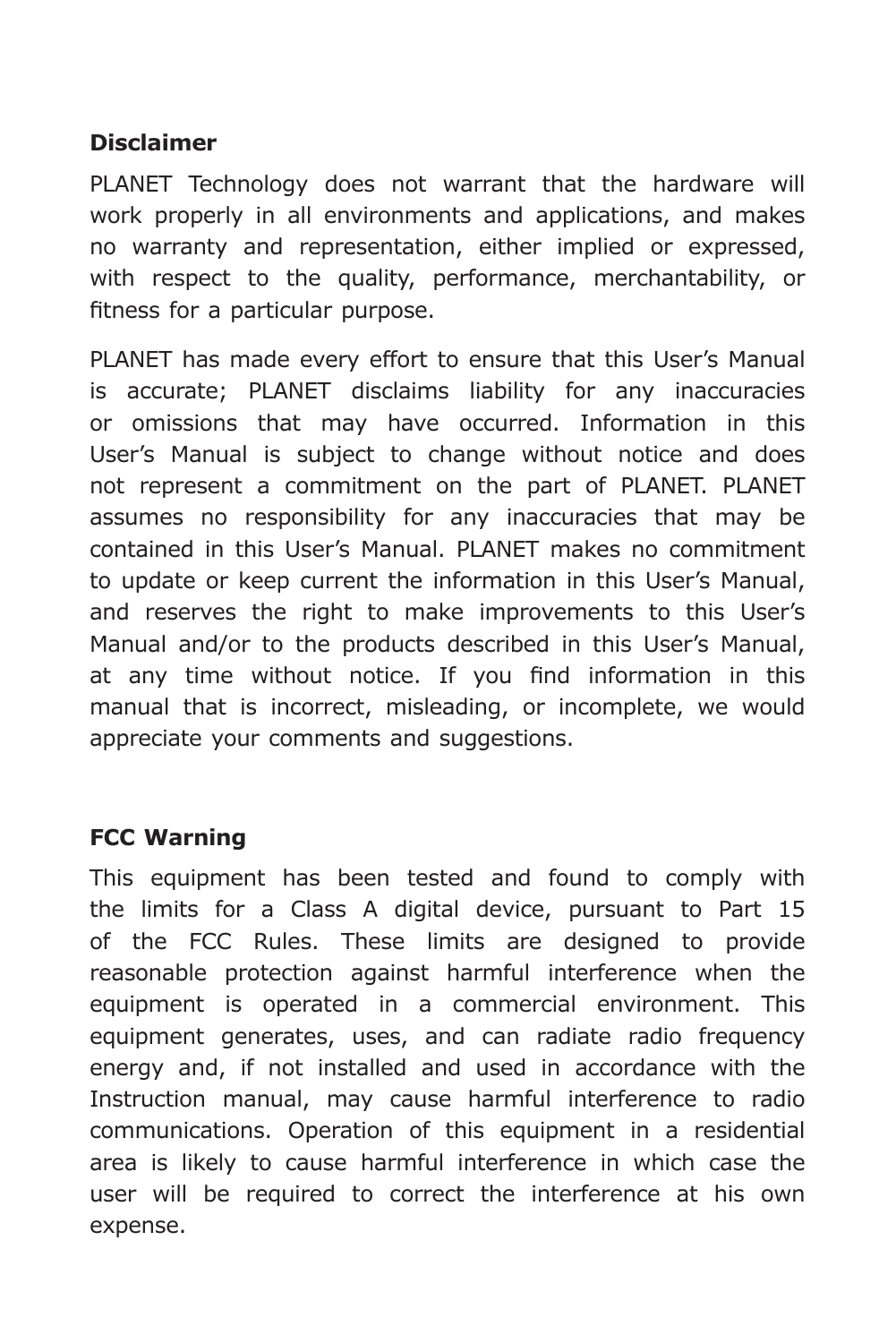## Disclaimer

PLANET Technology does not warrant that the hardware will work properly in all environments and applications, and makes no warranty and representation, either implied or expressed, with respect to the quality, performance, merchantability, or fitness for a particular purpose.

PLANET has made every effort to ensure that this User's Manual is accurate; PLANET disclaims liability for any inaccuracies or omissions that may have occurred. Information in this User's Manual is subject to change without notice and does not represent a commitment on the part of PLANET. PLANET assumes no responsibility for any inaccuracies that may be contained in this User's Manual. PLANET makes no commitment to update or keep current the information in this User's Manual, and reserves the right to make improvements to this User's Manual and/or to the products described in this User's Manual, at any time without notice. If you find information in this manual that is incorrect, misleading, or incomplete, we would appreciate your comments and suggestions.

## FCC Warning

This equipment has been tested and found to comply with the limits for a Class A digital device, pursuant to Part 15 of the FCC Rules. These limits are designed to provide reasonable protection against harmful interference when the equipment is operated in a commercial environment. This equipment generates, uses, and can radiate radio frequency energy and, if not installed and used in accordance with the Instruction manual, may cause harmful interference to radio communications. Operation of this equipment in a residential area is likely to cause harmful interference in which case the user will be required to correct the interference at his own expense.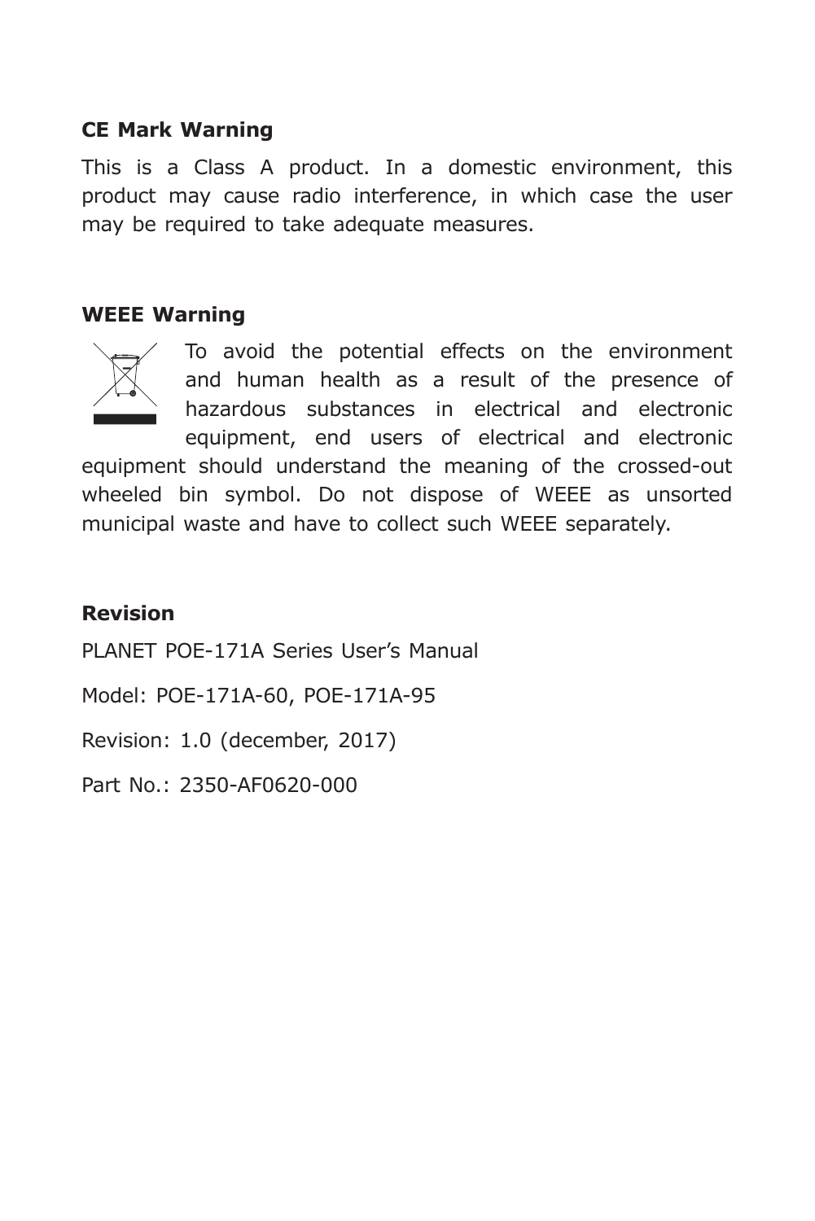**CE Mark Warning**

This is a Class A product. In a domestic environment, this product may cause radio interference, in which case the user may be required to take adequate measures.

**WEEE Warning**

To avoid the potential effects on the environment and human health as a result of the presence of hazardous substances in electrical and electronic equipment, end users of electrical and electronic equipment should understand the meaning of the crossed-out wheeled bin symbol. Do not dispose of WEEE as unsorted municipal waste and have to collect such WEEE separately.

**Revision**

PLANET POE-171A Series User's Manual

Model: POE-171A-60, POE-171A-95

Revision: 1.0 (december, 2017)

Part No.: 2350-AF0620-000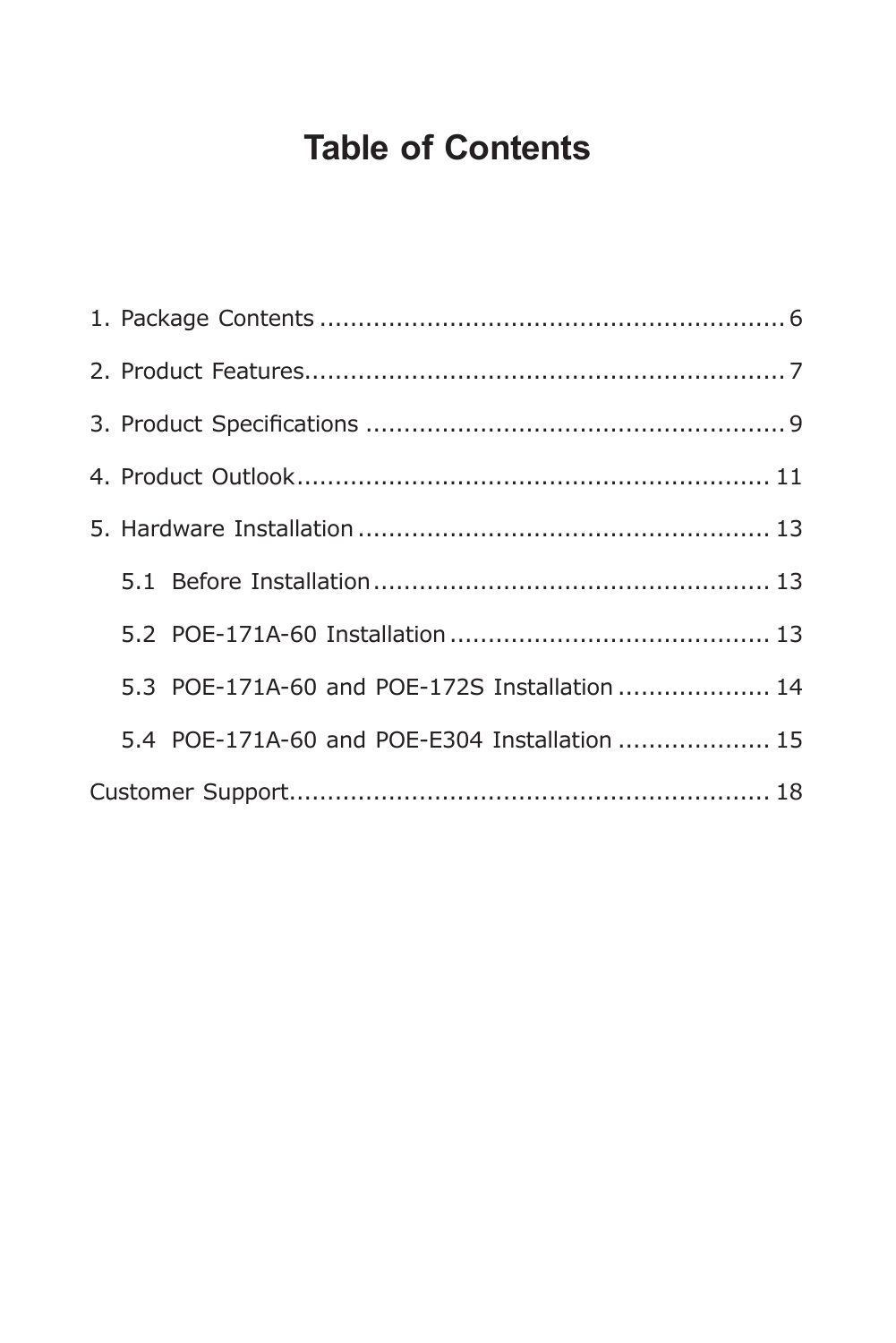# Table of Contents

1. Package Contents .......................................................... 6

2. Product Features............................................................ 7

3. Product Specifications ................................................... 9

4. Product Outlook............................................................ 11

5. Hardware Installation ................................................... 13

    5.1 Before Installation ................................................ 13

    5.2 POE-171A-60 Installation ....................................... 13

    5.3 POE-171A-60 and POE-172S Installation ................... 14

    5.4 POE-171A-60 and POE-E304 Installation ................... 15

Customer Support............................................................ 18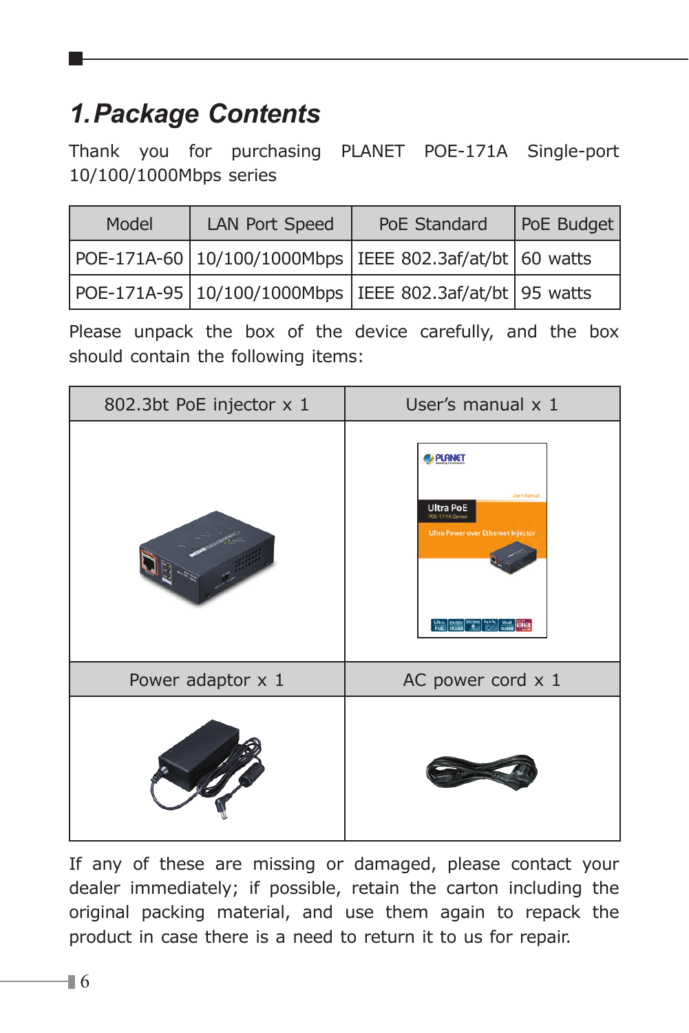# 1. Package Contents

Thank you for purchasing PLANET POE-171A Single-port 10/100/1000Mbps series

| Model | LAN Port Speed | PoE Standard | PoE Budget |
|---|---|---|---|
| POE-171A-60 | 10/100/1000Mbps | IEEE 802.3af/at/bt | 60 watts |
| POE-171A-95 | 10/100/1000Mbps | IEEE 802.3af/at/bt | 95 watts |

Please unpack the box of the device carefully, and the box should contain the following items:

| 802.3bt PoE injector x 1 | User's manual x 1 |
|---|---|
| Power adaptor x 1 | AC power cord x 1 |

If any of these are missing or damaged, please contact your dealer immediately; if possible, retain the carton including the original packing material, and use them again to repack the product in case there is a need to return it to us for repair.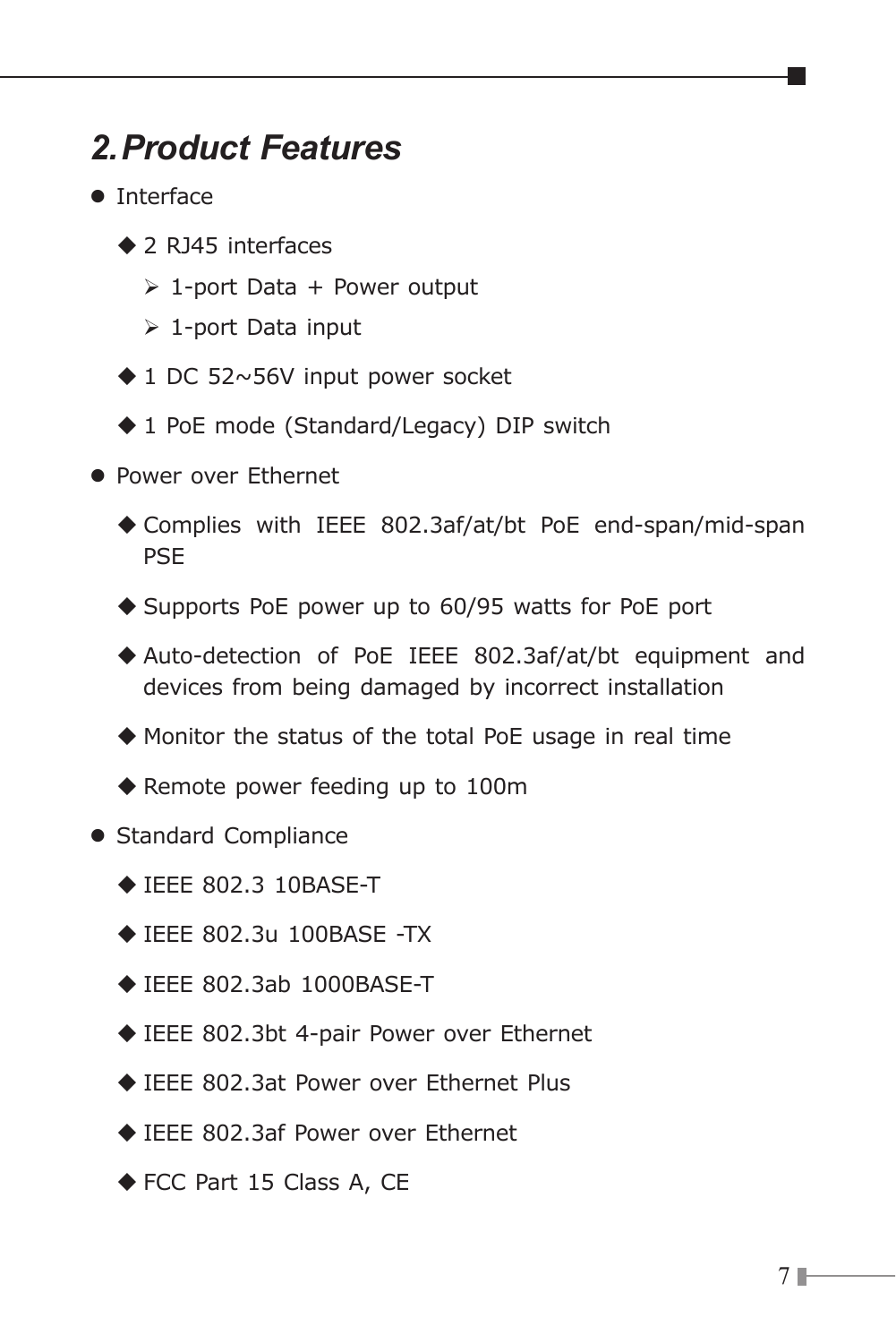## 2. Product Features

- Interface
  - 2 RJ45 interfaces
    - 1-port Data + Power output
    - 1-port Data input
  - 1 DC 52~56V input power socket
  - 1 PoE mode (Standard/Legacy) DIP switch
- Power over Ethernet
  - Complies with IEEE 802.3af/at/bt PoE end-span/mid-span PSE
  - Supports PoE power up to 60/95 watts for PoE port
  - Auto-detection of PoE IEEE 802.3af/at/bt equipment and devices from being damaged by incorrect installation
  - Monitor the status of the total PoE usage in real time
  - Remote power feeding up to 100m
- Standard Compliance
  - IEEE 802.3 10BASE-T
  - IEEE 802.3u 100BASE -TX
  - IEEE 802.3ab 1000BASE-T
  - IEEE 802.3bt 4-pair Power over Ethernet
  - IEEE 802.3at Power over Ethernet Plus
  - IEEE 802.3af Power over Ethernet
  - FCC Part 15 Class A, CE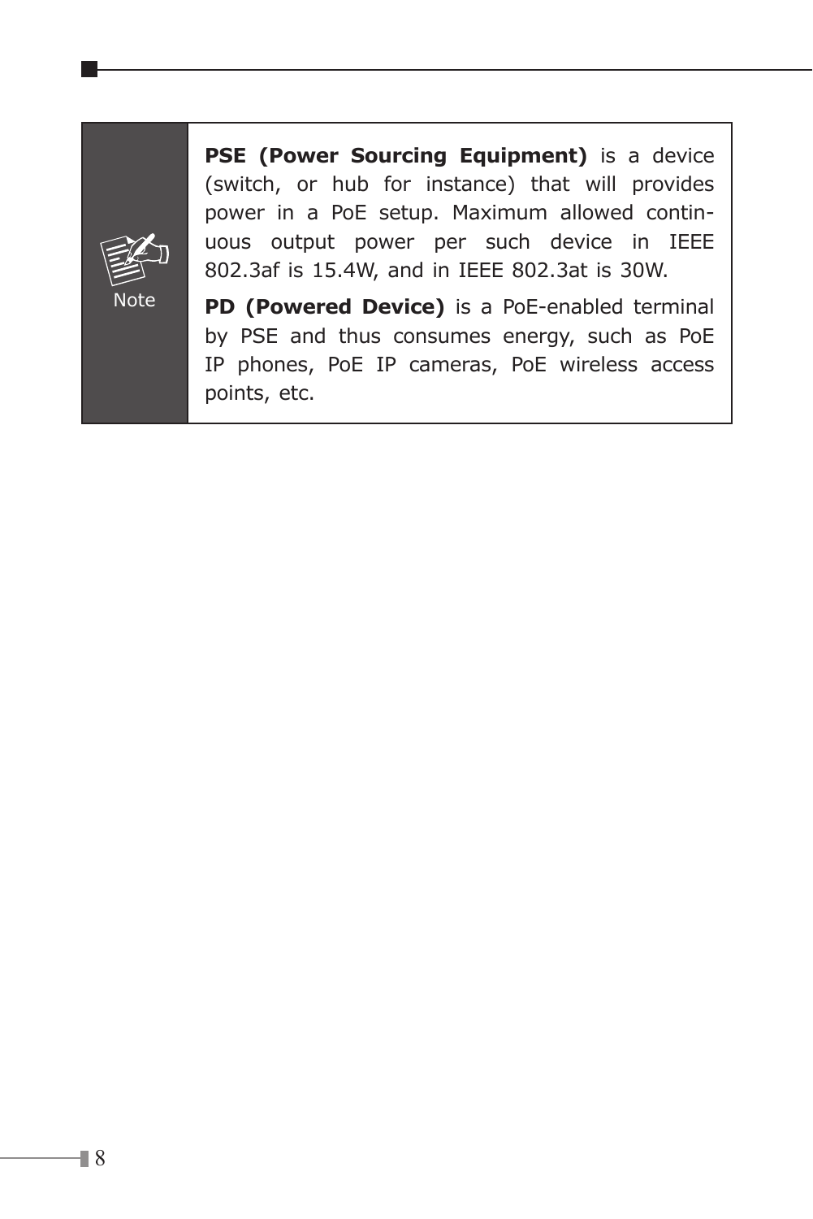**Note**

**PSE (Power Sourcing Equipment)** is a device (switch, or hub for instance) that will provides power in a PoE setup. Maximum allowed continuous output power per such device in IEEE 802.3af is 15.4W, and in IEEE 802.3at is 30W.

**PD (Powered Device)** is a PoE-enabled terminal by PSE and thus consumes energy, such as PoE IP phones, PoE IP cameras, PoE wireless access points, etc.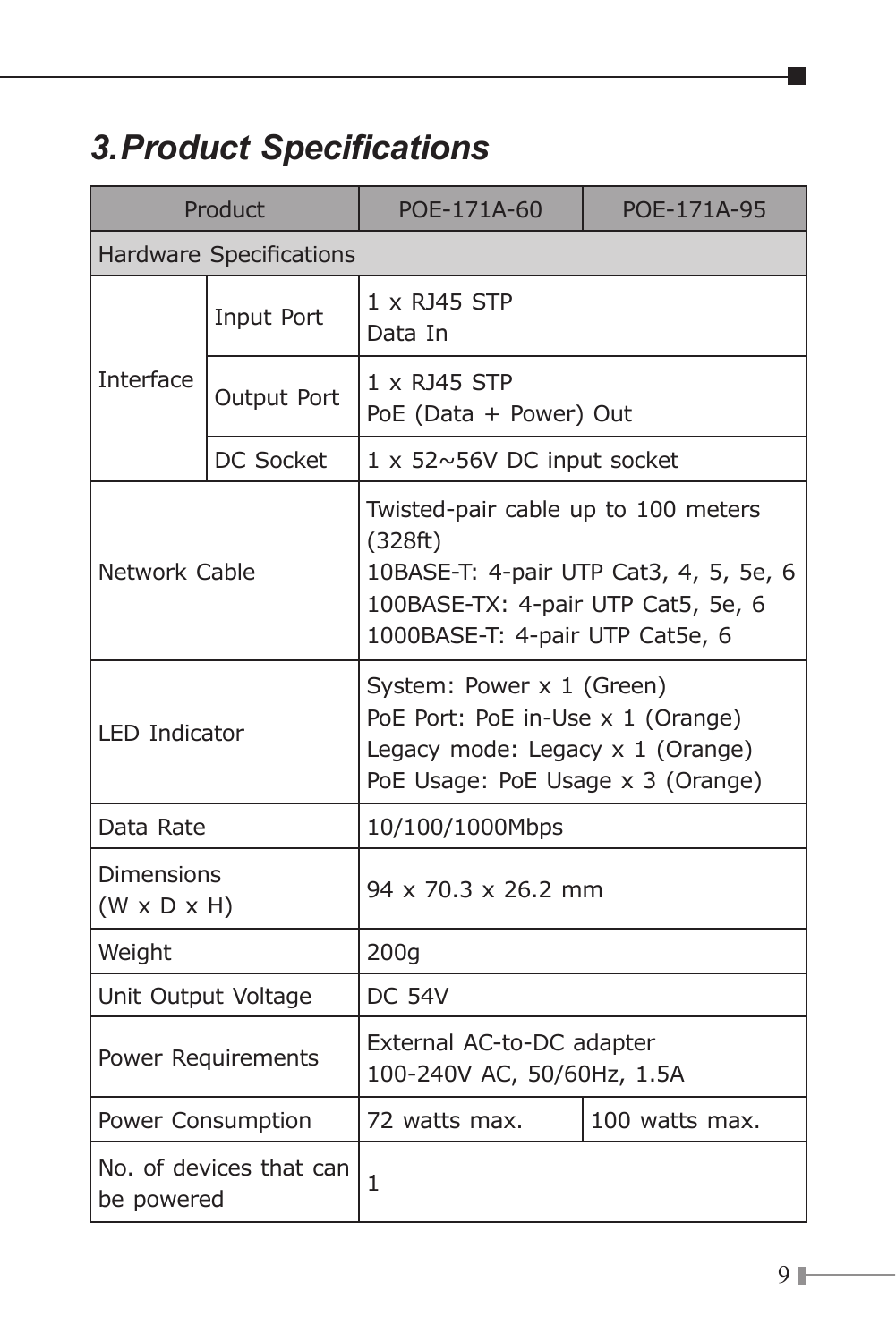## 3. Product Specifications

| Product | | POE-171A-60 | POE-171A-95 |
|---|---|---|---|
| Hardware Specifications | | | |
| Interface | Input Port | 1 x RJ45 STP<br>Data In | |
| | Output Port | 1 x RJ45 STP<br>PoE (Data + Power) Out | |
| | DC Socket | 1 x 52~56V DC input socket | |
| Network Cable | | Twisted-pair cable up to 100 meters (328ft)<br>10BASE-T: 4-pair UTP Cat3, 4, 5, 5e, 6<br>100BASE-TX: 4-pair UTP Cat5, 5e, 6<br>1000BASE-T: 4-pair UTP Cat5e, 6 | |
| LED Indicator | | System: Power x 1 (Green)<br>PoE Port: PoE in-Use x 1 (Orange)<br>Legacy mode: Legacy x 1 (Orange)<br>PoE Usage: PoE Usage x 3 (Orange) | |
| Data Rate | | 10/100/1000Mbps | |
| Dimensions (W x D x H) | | 94 x 70.3 x 26.2 mm | |
| Weight | | 200g | |
| Unit Output Voltage | | DC 54V | |
| Power Requirements | | External AC-to-DC adapter<br>100-240V AC, 50/60Hz, 1.5A | |
| Power Consumption | | 72 watts max. | 100 watts max. |
| No. of devices that can be powered | | 1 | |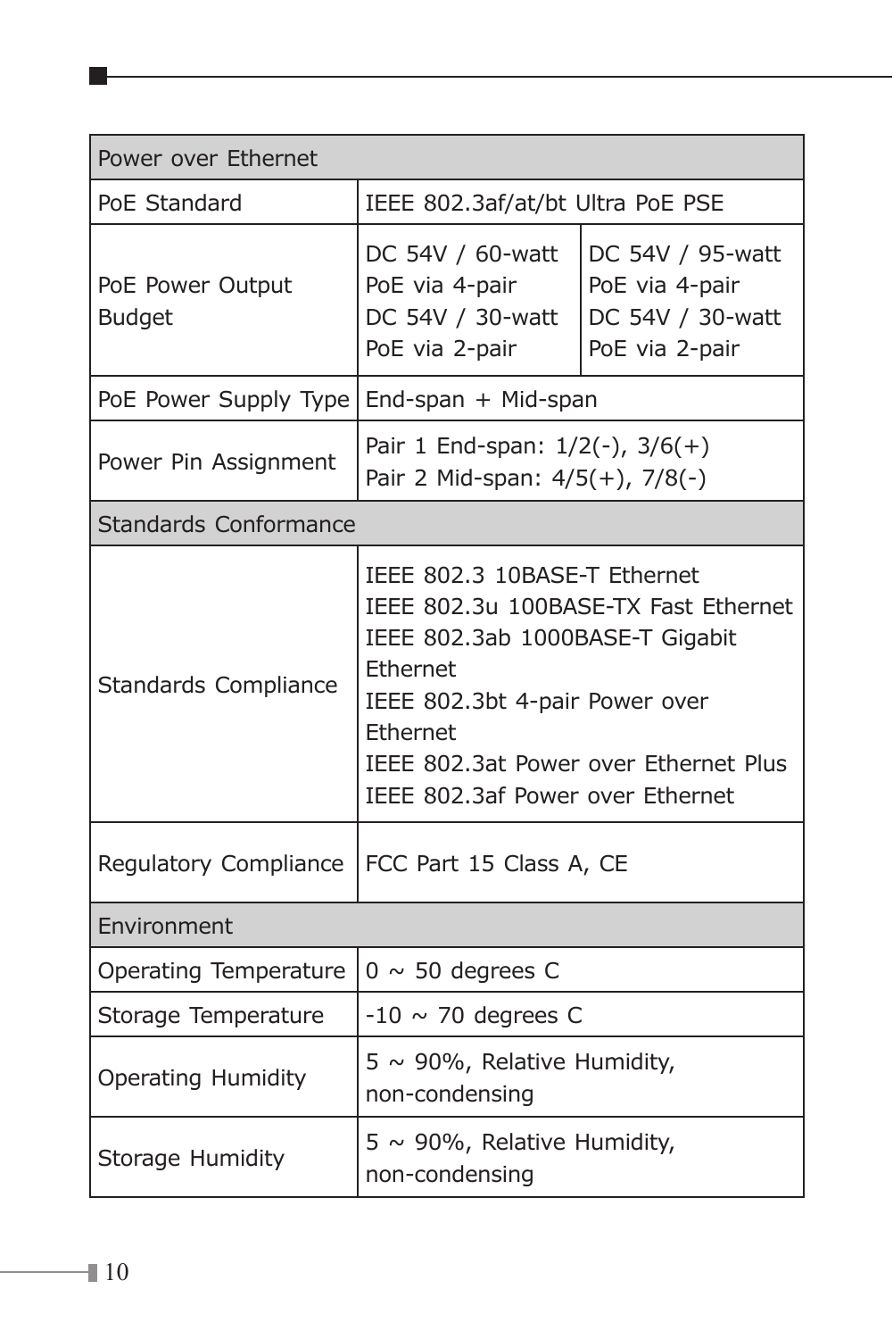| Power over Ethernet | | |
|---|---|---|
| PoE Standard | IEEE 802.3af/at/bt Ultra PoE PSE | |
| PoE Power Output Budget | DC 54V / 60-watt PoE via 4-pair<br>DC 54V / 30-watt PoE via 2-pair | DC 54V / 95-watt PoE via 4-pair<br>DC 54V / 30-watt PoE via 2-pair |
| PoE Power Supply Type | End-span + Mid-span | |
| Power Pin Assignment | Pair 1 End-span: 1/2(-), 3/6(+)<br>Pair 2 Mid-span: 4/5(+), 7/8(-) | |
| **Standards Conformance** | | |
| Standards Compliance | IEEE 802.3 10BASE-T Ethernet<br>IEEE 802.3u 100BASE-TX Fast Ethernet<br>IEEE 802.3ab 1000BASE-T Gigabit Ethernet<br>IEEE 802.3bt 4-pair Power over Ethernet<br>IEEE 802.3at Power over Ethernet Plus<br>IEEE 802.3af Power over Ethernet | |
| Regulatory Compliance | FCC Part 15 Class A, CE | |
| **Environment** | | |
| Operating Temperature | 0 ~ 50 degrees C | |
| Storage Temperature | -10 ~ 70 degrees C | |
| Operating Humidity | 5 ~ 90%, Relative Humidity, non-condensing | |
| Storage Humidity | 5 ~ 90%, Relative Humidity, non-condensing | |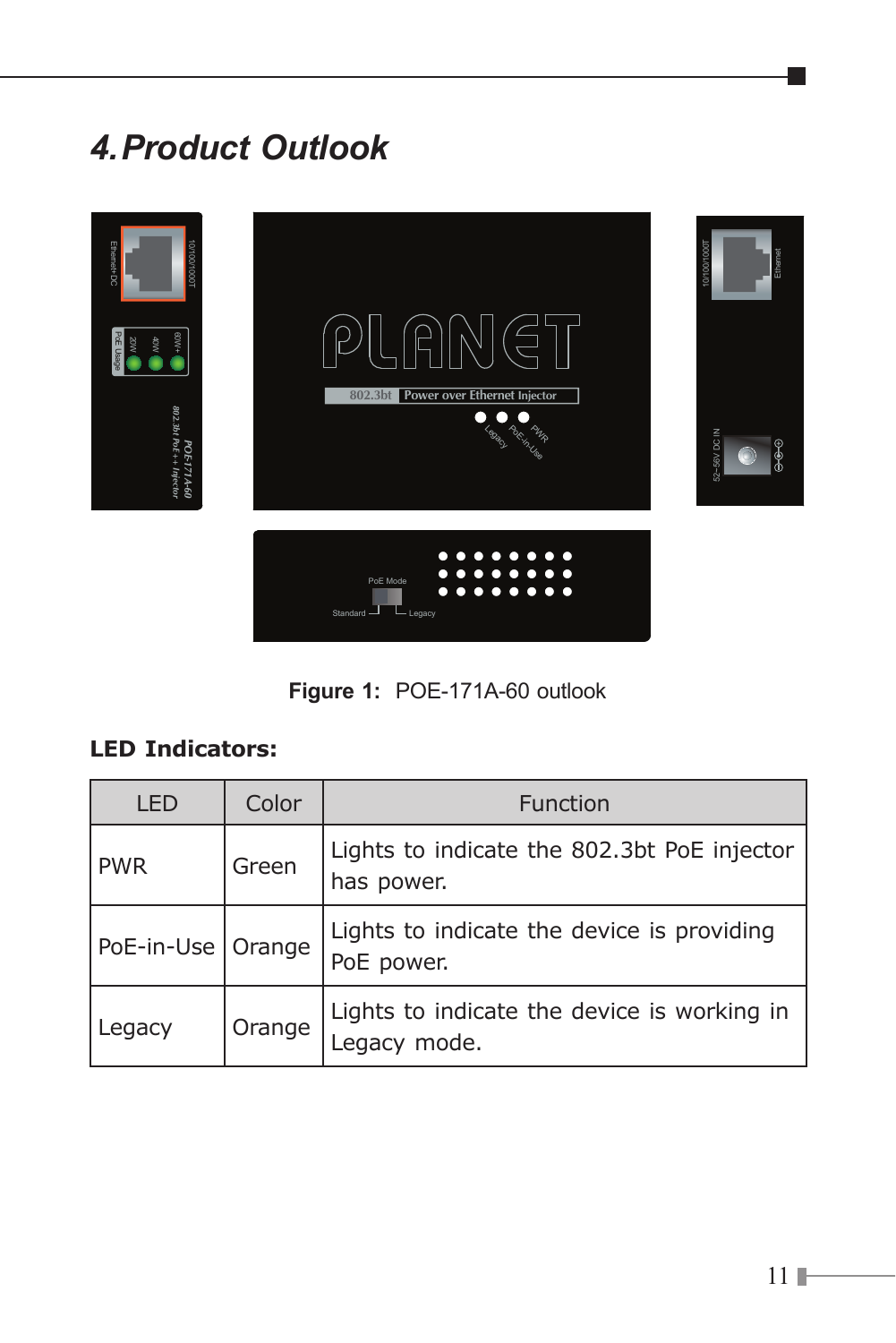# 4. Product Outlook

**Figure 1:** POE-171A-60 outlook

**LED Indicators:**

| LED | Color | Function |
|---|---|---|
| PWR | Green | Lights to indicate the 802.3bt PoE injector has power. |
| PoE-in-Use | Orange | Lights to indicate the device is providing PoE power. |
| Legacy | Orange | Lights to indicate the device is working in Legacy mode. |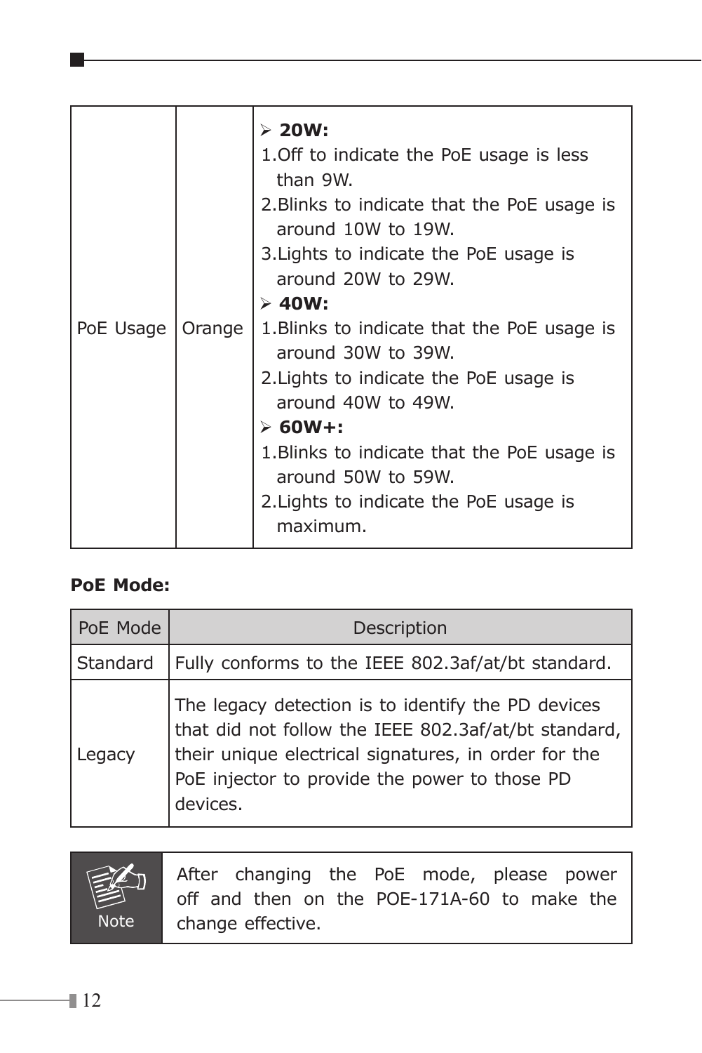| PoE Usage | Orange | ➢ **20W:**<br>1.Off to indicate the PoE usage is less than 9W.<br>2.Blinks to indicate that the PoE usage is around 10W to 19W.<br>3.Lights to indicate the PoE usage is around 20W to 29W.<br>➢ **40W:**<br>1.Blinks to indicate that the PoE usage is around 30W to 39W.<br>2.Lights to indicate the PoE usage is around 40W to 49W.<br>➢ **60W+:**<br>1.Blinks to indicate that the PoE usage is around 50W to 59W.<br>2.Lights to indicate the PoE usage is maximum. |
|---|---|---|

**PoE Mode:**

| PoE Mode | Description |
|---|---|
| Standard | Fully conforms to the IEEE 802.3af/at/bt standard. |
| Legacy | The legacy detection is to identify the PD devices that did not follow the IEEE 802.3af/at/bt standard, their unique electrical signatures, in order for the PoE injector to provide the power to those PD devices. |

| Note | After changing the PoE mode, please power off and then on the POE-171A-60 to make the change effective. |
|---|---|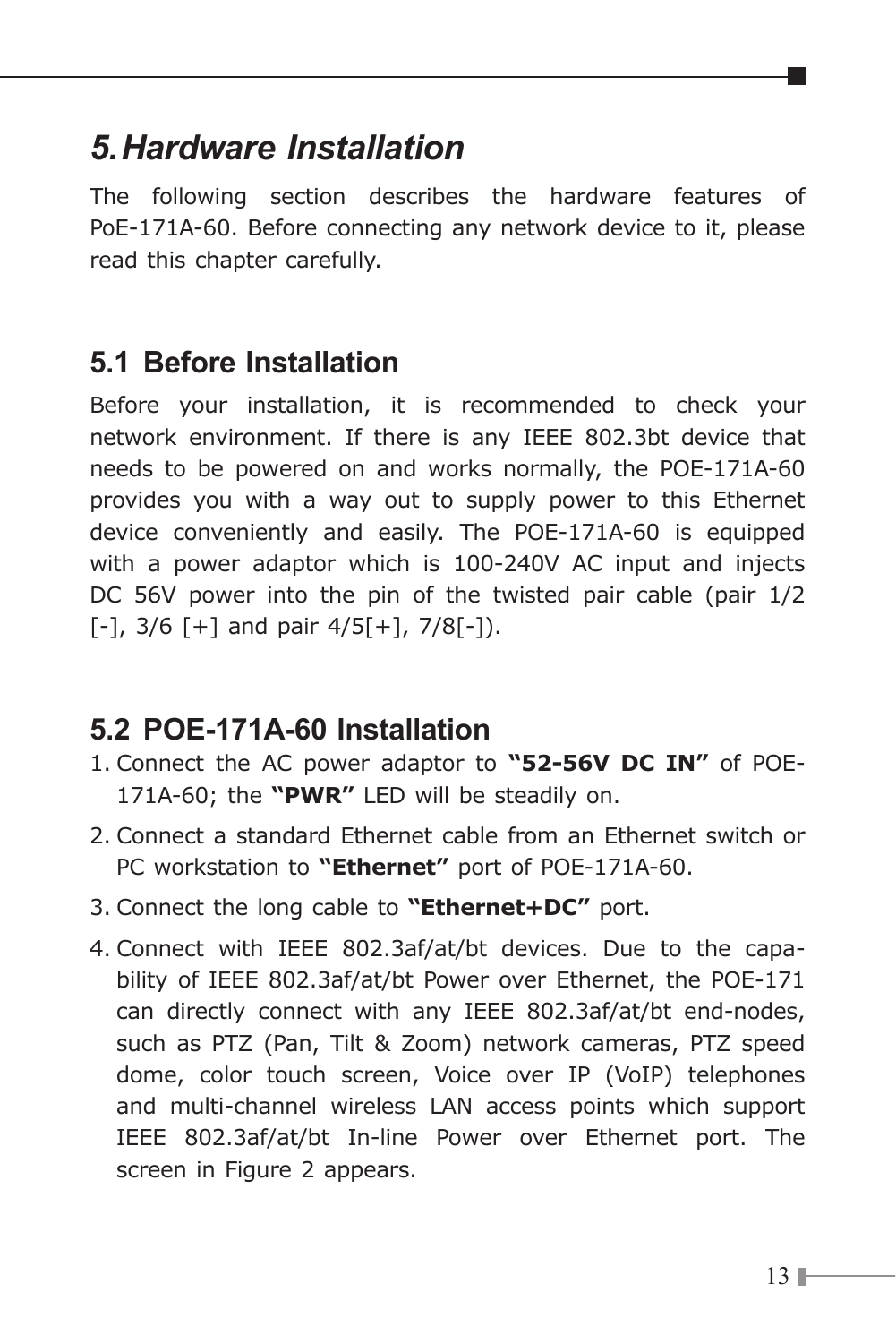# 5. Hardware Installation

The following section describes the hardware features of PoE-171A-60. Before connecting any network device to it, please read this chapter carefully.

## 5.1 Before Installation

Before your installation, it is recommended to check your network environment. If there is any IEEE 802.3bt device that needs to be powered on and works normally, the POE-171A-60 provides you with a way out to supply power to this Ethernet device conveniently and easily. The POE-171A-60 is equipped with a power adaptor which is 100-240V AC input and injects DC 56V power into the pin of the twisted pair cable (pair 1/2 [-], 3/6 [+] and pair 4/5[+], 7/8[-]).

## 5.2 POE-171A-60 Installation

1. Connect the AC power adaptor to **"52-56V DC IN"** of POE-171A-60; the **"PWR"** LED will be steadily on.
2. Connect a standard Ethernet cable from an Ethernet switch or PC workstation to **"Ethernet"** port of POE-171A-60.
3. Connect the long cable to **"Ethernet+DC"** port.
4. Connect with IEEE 802.3af/at/bt devices. Due to the capability of IEEE 802.3af/at/bt Power over Ethernet, the POE-171 can directly connect with any IEEE 802.3af/at/bt end-nodes, such as PTZ (Pan, Tilt & Zoom) network cameras, PTZ speed dome, color touch screen, Voice over IP (VoIP) telephones and multi-channel wireless LAN access points which support IEEE 802.3af/at/bt In-line Power over Ethernet port. The screen in Figure 2 appears.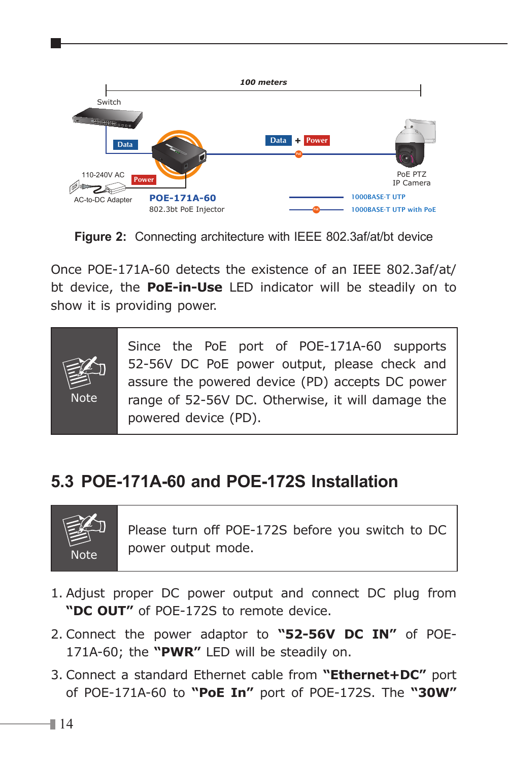Figure 2: Connecting architecture with IEEE 802.3af/at/bt device

Once POE-171A-60 detects the existence of an IEEE 802.3af/at/bt device, the **PoE-in-Use** LED indicator will be steadily on to show it is providing power.

| Note | Since the PoE port of POE-171A-60 supports 52-56V DC PoE power output, please check and assure the powered device (PD) accepts DC power range of 52-56V DC. Otherwise, it will damage the powered device (PD). |
|---|---|

## 5.3 POE-171A-60 and POE-172S Installation

| Note | Please turn off POE-172S before you switch to DC power output mode. |
|---|---|

1. Adjust proper DC power output and connect DC plug from **"DC OUT"** of POE-172S to remote device.
2. Connect the power adaptor to **"52-56V DC IN"** of POE-171A-60; the **"PWR"** LED will be steadily on.
3. Connect a standard Ethernet cable from **"Ethernet+DC"** port of POE-171A-60 to **"PoE In"** port of POE-172S. The **"30W"**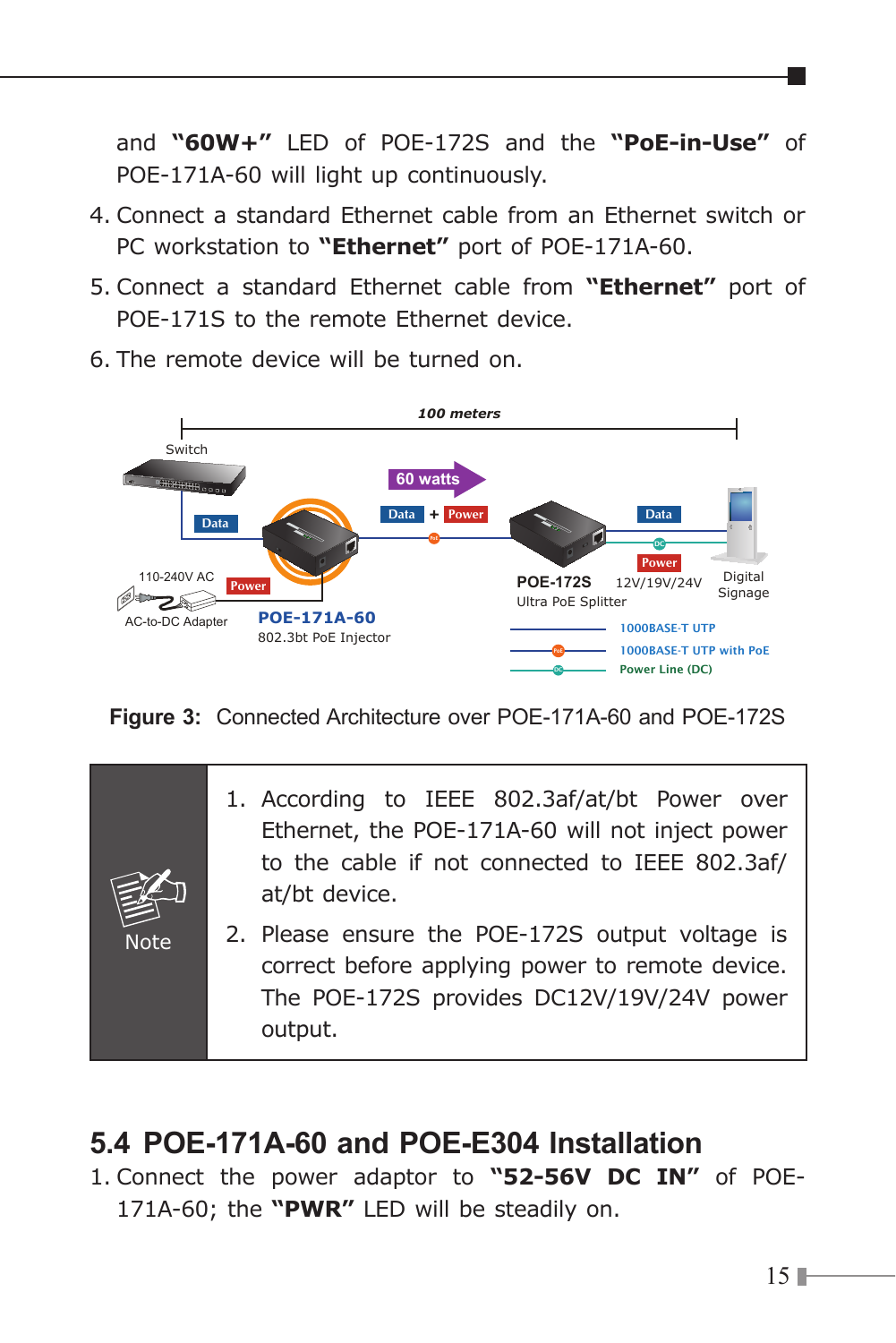and **"60W+"** LED of POE-172S and the **"PoE-in-Use"** of POE-171A-60 will light up continuously.

4. Connect a standard Ethernet cable from an Ethernet switch or PC workstation to **"Ethernet"** port of POE-171A-60.
5. Connect a standard Ethernet cable from **"Ethernet"** port of POE-171S to the remote Ethernet device.
6. The remote device will be turned on.

**Figure 3:** Connected Architecture over POE-171A-60 and POE-172S

| Note | 1. According to IEEE 802.3af/at/bt Power over Ethernet, the POE-171A-60 will not inject power to the cable if not connected to IEEE 802.3af/at/bt device.<br>2. Please ensure the POE-172S output voltage is correct before applying power to remote device. The POE-172S provides DC12V/19V/24V power output. |
|---|---|

## 5.4 POE-171A-60 and POE-E304 Installation

1. Connect the power adaptor to **"52-56V DC IN"** of POE-171A-60; the **"PWR"** LED will be steadily on.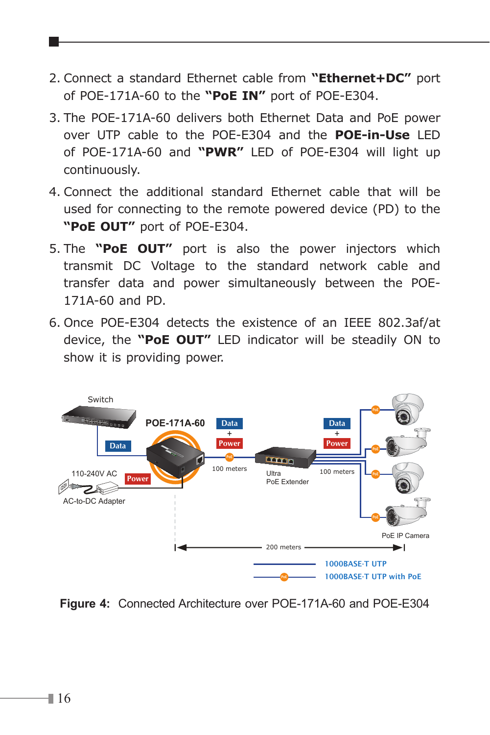2. Connect a standard Ethernet cable from **"Ethernet+DC"** port of POE-171A-60 to the **"PoE IN"** port of POE-E304.

3. The POE-171A-60 delivers both Ethernet Data and PoE power over UTP cable to the POE-E304 and the **POE-in-Use** LED of POE-171A-60 and **"PWR"** LED of POE-E304 will light up continuously.

4. Connect the additional standard Ethernet cable that will be used for connecting to the remote powered device (PD) to the **"PoE OUT"** port of POE-E304.

5. The **"PoE OUT"** port is also the power injectors which transmit DC Voltage to the standard network cable and transfer data and power simultaneously between the POE-171A-60 and PD.

6. Once POE-E304 detects the existence of an IEEE 802.3af/at device, the **"PoE OUT"** LED indicator will be steadily ON to show it is providing power.

**Figure 4:** Connected Architecture over POE-171A-60 and POE-E304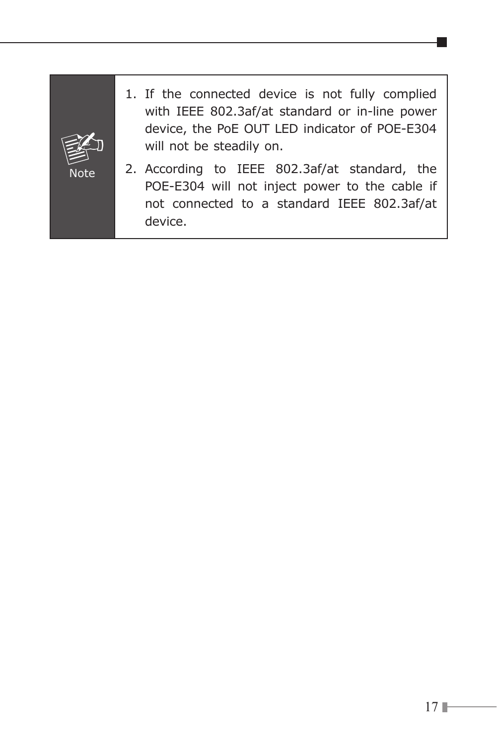| Note | 1. If the connected device is not fully complied with IEEE 802.3af/at standard or in-line power device, the PoE OUT LED indicator of POE-E304 will not be steadily on.<br>2. According to IEEE 802.3af/at standard, the POE-E304 will not inject power to the cable if not connected to a standard IEEE 802.3af/at device. |
|---|---|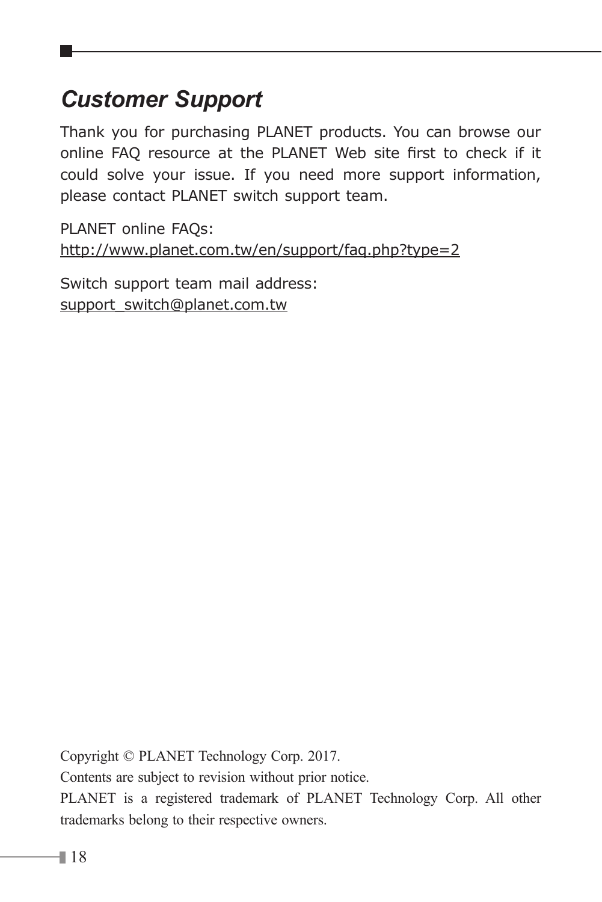## *Customer Support*

Thank you for purchasing PLANET products. You can browse our online FAQ resource at the PLANET Web site first to check if it could solve your issue. If you need more support information, please contact PLANET switch support team.

PLANET online FAQs:
http://www.planet.com.tw/en/support/faq.php?type=2

Switch support team mail address:
support_switch@planet.com.tw

Copyright © PLANET Technology Corp. 2017.

Contents are subject to revision without prior notice.

PLANET is a registered trademark of PLANET Technology Corp. All other trademarks belong to their respective owners.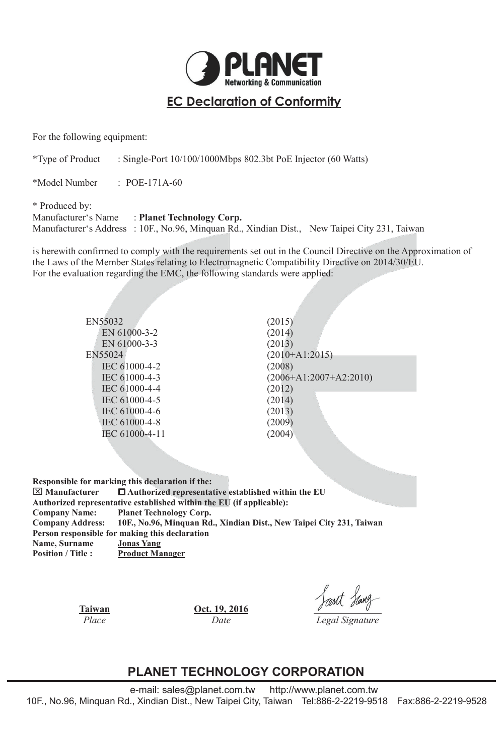PLANET
Networking & Communication

## EC Declaration of Conformity

For the following equipment:

*Type of Product : Single-Port 10/100/1000Mbps 802.3bt PoE Injector (60 Watts)

*Model Number : POE-171A-60

* Produced by:
Manufacturer's Name : **Planet Technology Corp.**
Manufacturer's Address : 10F., No.96, Minquan Rd., Xindian Dist., New Taipei City 231, Taiwan

is herewith confirmed to comply with the requirements set out in the Council Directive on the Approximation of the Laws of the Member States relating to Electromagnetic Compatibility Directive on 2014/30/EU.
For the evaluation regarding the EMC, the following standards were applied:

| | |
|---|---|
| EN55032 | (2015) |
| EN 61000-3-2 | (2014) |
| EN 61000-3-3 | (2013) |
| EN55024 | (2010+A1:2015) |
| IEC 61000-4-2 | (2008) |
| IEC 61000-4-3 | (2006+A1:2007+A2:2010) |
| IEC 61000-4-4 | (2012) |
| IEC 61000-4-5 | (2014) |
| IEC 61000-4-6 | (2013) |
| IEC 61000-4-8 | (2009) |
| IEC 61000-4-11 | (2004) |

**Responsible for marking this declaration if the:**
☒ **Manufacturer** ☐ **Authorized representative established within the EU**
**Authorized representative established within the EU (if applicable):**
**Company Name: Planet Technology Corp.**
**Company Address: 10F., No.96, Minquan Rd., Xindian Dist., New Taipei City 231, Taiwan**
**Person responsible for making this declaration**
**Name, Surname Jonas Yang**
**Position / Title : Product Manager**

| **Taiwan** | **Oct. 19, 2016** | |
|---|---|---|
| *Place* | *Date* | *Legal Signature* |

## PLANET TECHNOLOGY CORPORATION

e-mail: sales@planet.com.tw http://www.planet.com.tw
10F., No.96, Minquan Rd., Xindian Dist., New Taipei City, Taiwan Tel:886-2-2219-9518 Fax:886-2-2219-9528